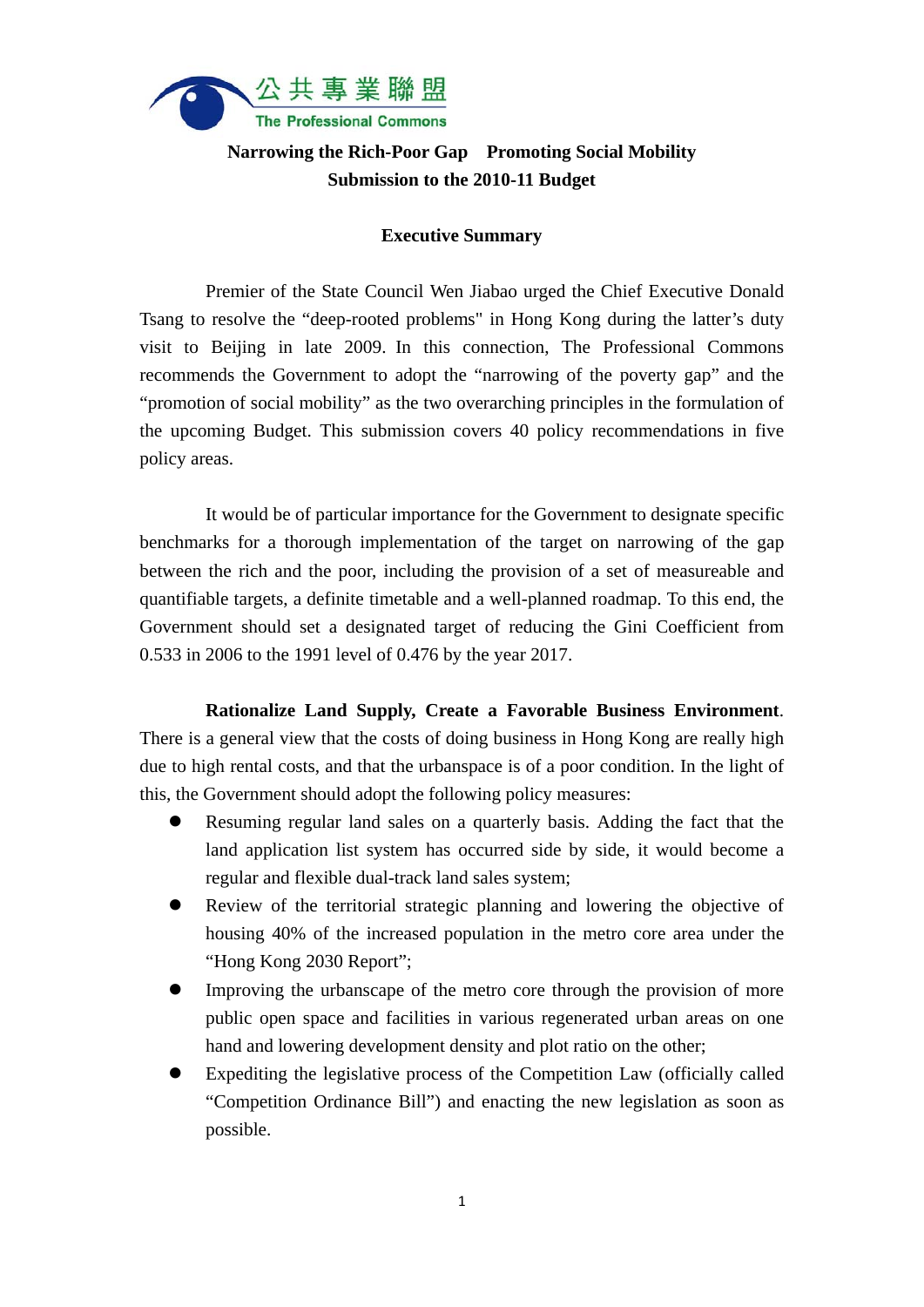公共專業聯盟
The Professional Commons

# Narrowing the Rich-Poor Gap　Promoting Social Mobility
## Submission to the 2010-11 Budget

### Executive Summary

Premier of the State Council Wen Jiabao urged the Chief Executive Donald Tsang to resolve the "deep-rooted problems" in Hong Kong during the latter's duty visit to Beijing in late 2009. In this connection, The Professional Commons recommends the Government to adopt the "narrowing of the poverty gap" and the "promotion of social mobility" as the two overarching principles in the formulation of the upcoming Budget. This submission covers 40 policy recommendations in five policy areas.

It would be of particular importance for the Government to designate specific benchmarks for a thorough implementation of the target on narrowing of the gap between the rich and the poor, including the provision of a set of measureable and quantifiable targets, a definite timetable and a well-planned roadmap. To this end, the Government should set a designated target of reducing the Gini Coefficient from 0.533 in 2006 to the 1991 level of 0.476 by the year 2017.

**Rationalize Land Supply, Create a Favorable Business Environment**. There is a general view that the costs of doing business in Hong Kong are really high due to high rental costs, and that the urbanspace is of a poor condition. In the light of this, the Government should adopt the following policy measures:

- Resuming regular land sales on a quarterly basis. Adding the fact that the land application list system has occurred side by side, it would become a regular and flexible dual-track land sales system;
- Review of the territorial strategic planning and lowering the objective of housing 40% of the increased population in the metro core area under the "Hong Kong 2030 Report";
- Improving the urbanscape of the metro core through the provision of more public open space and facilities in various regenerated urban areas on one hand and lowering development density and plot ratio on the other;
- Expediting the legislative process of the Competition Law (officially called "Competition Ordinance Bill") and enacting the new legislation as soon as possible.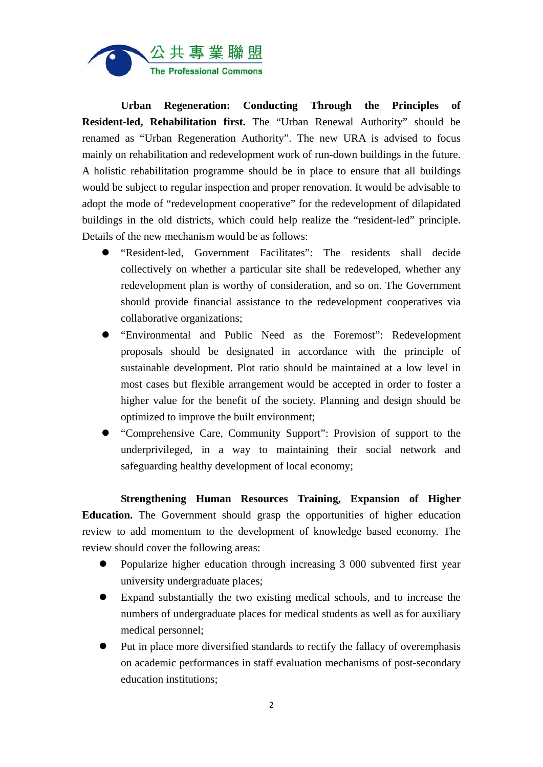**Urban Regeneration: Conducting Through the Principles of Resident-led, Rehabilitation first.** The "Urban Renewal Authority" should be renamed as "Urban Regeneration Authority". The new URA is advised to focus mainly on rehabilitation and redevelopment work of run-down buildings in the future. A holistic rehabilitation programme should be in place to ensure that all buildings would be subject to regular inspection and proper renovation. It would be advisable to adopt the mode of "redevelopment cooperative" for the redevelopment of dilapidated buildings in the old districts, which could help realize the "resident-led" principle. Details of the new mechanism would be as follows:

- "Resident-led, Government Facilitates": The residents shall decide collectively on whether a particular site shall be redeveloped, whether any redevelopment plan is worthy of consideration, and so on. The Government should provide financial assistance to the redevelopment cooperatives via collaborative organizations;
- "Environmental and Public Need as the Foremost": Redevelopment proposals should be designated in accordance with the principle of sustainable development. Plot ratio should be maintained at a low level in most cases but flexible arrangement would be accepted in order to foster a higher value for the benefit of the society. Planning and design should be optimized to improve the built environment;
- "Comprehensive Care, Community Support": Provision of support to the underprivileged, in a way to maintaining their social network and safeguarding healthy development of local economy;

**Strengthening Human Resources Training, Expansion of Higher Education.** The Government should grasp the opportunities of higher education review to add momentum to the development of knowledge based economy. The review should cover the following areas:

- Popularize higher education through increasing 3 000 subvented first year university undergraduate places;
- Expand substantially the two existing medical schools, and to increase the numbers of undergraduate places for medical students as well as for auxiliary medical personnel;
- Put in place more diversified standards to rectify the fallacy of overemphasis on academic performances in staff evaluation mechanisms of post-secondary education institutions;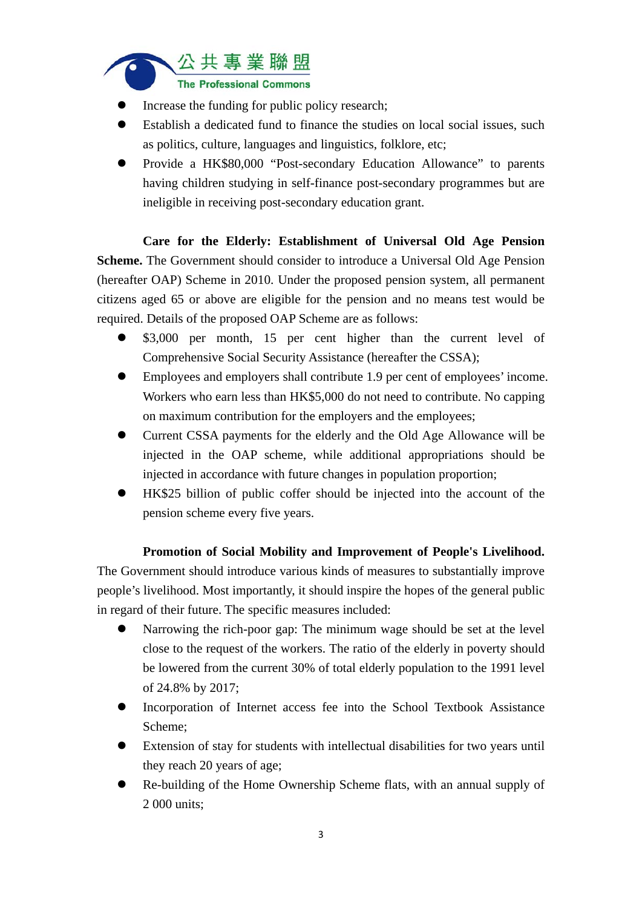- Increase the funding for public policy research;
- Establish a dedicated fund to finance the studies on local social issues, such as politics, culture, languages and linguistics, folklore, etc;
- Provide a HK$80,000 "Post-secondary Education Allowance" to parents having children studying in self-finance post-secondary programmes but are ineligible in receiving post-secondary education grant.

**Care for the Elderly: Establishment of Universal Old Age Pension Scheme.** The Government should consider to introduce a Universal Old Age Pension (hereafter OAP) Scheme in 2010. Under the proposed pension system, all permanent citizens aged 65 or above are eligible for the pension and no means test would be required. Details of the proposed OAP Scheme are as follows:

- $3,000 per month, 15 per cent higher than the current level of Comprehensive Social Security Assistance (hereafter the CSSA);
- Employees and employers shall contribute 1.9 per cent of employees' income. Workers who earn less than HK$5,000 do not need to contribute. No capping on maximum contribution for the employers and the employees;
- Current CSSA payments for the elderly and the Old Age Allowance will be injected in the OAP scheme, while additional appropriations should be injected in accordance with future changes in population proportion;
- HK$25 billion of public coffer should be injected into the account of the pension scheme every five years.

**Promotion of Social Mobility and Improvement of People's Livelihood.** The Government should introduce various kinds of measures to substantially improve people's livelihood. Most importantly, it should inspire the hopes of the general public in regard of their future. The specific measures included:

- Narrowing the rich-poor gap: The minimum wage should be set at the level close to the request of the workers. The ratio of the elderly in poverty should be lowered from the current 30% of total elderly population to the 1991 level of 24.8% by 2017;
- Incorporation of Internet access fee into the School Textbook Assistance Scheme;
- Extension of stay for students with intellectual disabilities for two years until they reach 20 years of age;
- Re-building of the Home Ownership Scheme flats, with an annual supply of 2 000 units;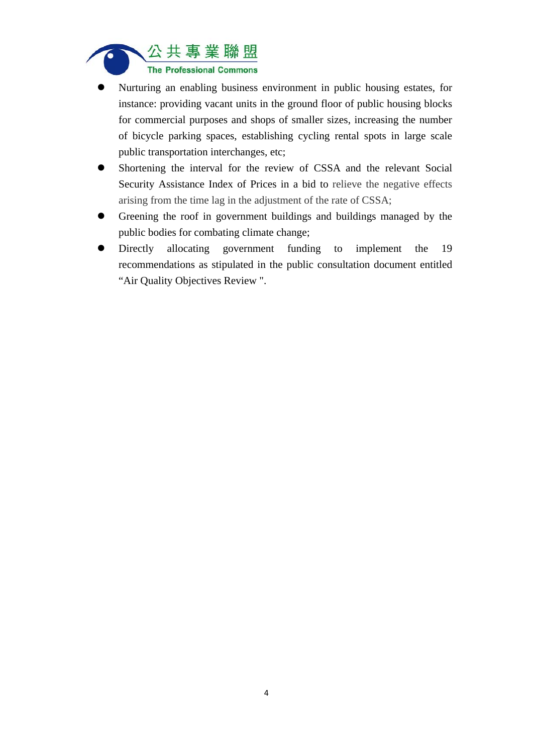- Nurturing an enabling business environment in public housing estates, for instance: providing vacant units in the ground floor of public housing blocks for commercial purposes and shops of smaller sizes, increasing the number of bicycle parking spaces, establishing cycling rental spots in large scale public transportation interchanges, etc;
- Shortening the interval for the review of CSSA and the relevant Social Security Assistance Index of Prices in a bid to relieve the negative effects arising from the time lag in the adjustment of the rate of CSSA;
- Greening the roof in government buildings and buildings managed by the public bodies for combating climate change;
- Directly allocating government funding to implement the 19 recommendations as stipulated in the public consultation document entitled "Air Quality Objectives Review ".